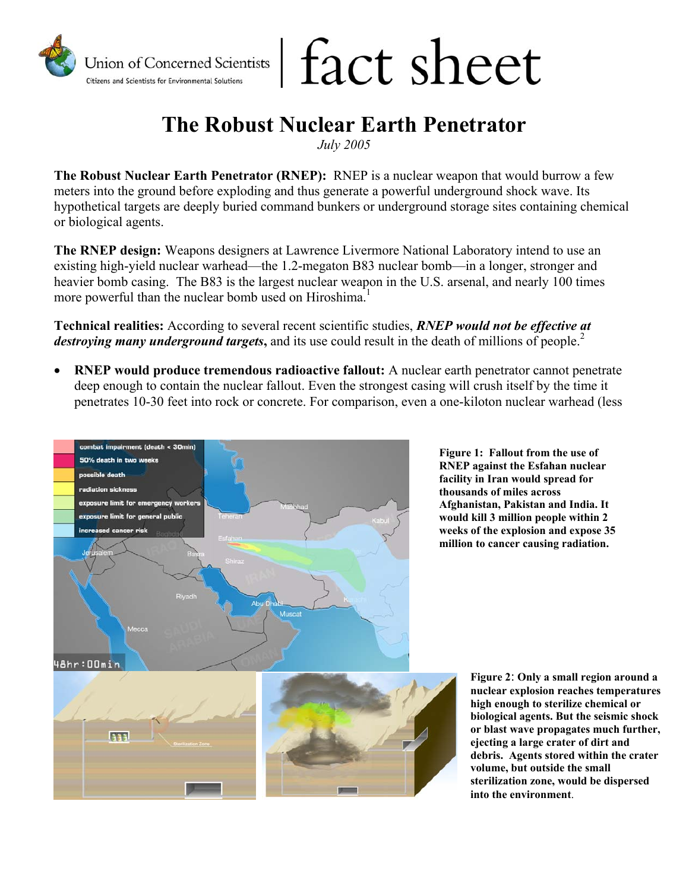Union of Concerned Scientists | fact sheet

Citizens and Scientists for Environmental Solutions

# The Robust Nuclear Earth Penetrator

*July 2005*

**The Robust Nuclear Earth Penetrator (RNEP):** RNEP is a nuclear weapon that would burrow a few meters into the ground before exploding and thus generate a powerful underground shock wave. Its hypothetical targets are deeply buried command bunkers or underground storage sites containing chemical or biological agents.

**The RNEP design:** Weapons designers at Lawrence Livermore National Laboratory intend to use an existing high-yield nuclear warhead—the 1.2-megaton B83 nuclear bomb—in a longer, stronger and heavier bomb casing. The B83 is the largest nuclear weapon in the U.S. arsenal, and nearly 100 times more powerful than the nuclear bomb used on Hiroshima.[1]

**Technical realities:** According to several recent scientific studies, ***RNEP would not be effective at destroying many underground targets***, and its use could result in the death of millions of people.[2]

- **RNEP would produce tremendous radioactive fallout:** A nuclear earth penetrator cannot penetrate deep enough to contain the nuclear fallout. Even the strongest casing will crush itself by the time it penetrates 10-30 feet into rock or concrete. For comparison, even a one-kiloton nuclear warhead (less

**Figure 1: Fallout from the use of RNEP against the Esfahan nuclear facility in Iran would spread for thousands of miles across Afghanistan, Pakistan and India. It would kill 3 million people within 2 weeks of the explosion and expose 35 million to cancer causing radiation.**

**Figure 2**: **Only a small region around a nuclear explosion reaches temperatures high enough to sterilize chemical or biological agents. But the seismic shock or blast wave propagates much further, ejecting a large crater of dirt and debris. Agents stored within the crater volume, but outside the small sterilization zone, would be dispersed into the environment**.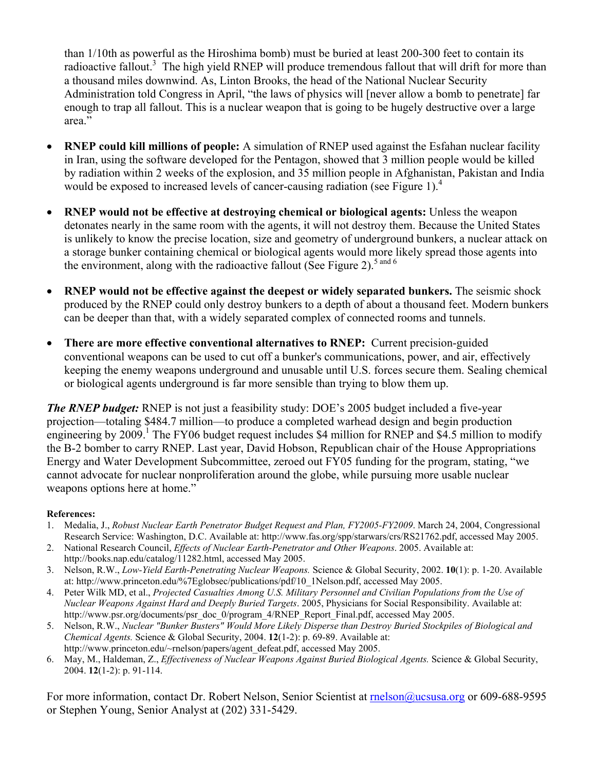than 1/10th as powerful as the Hiroshima bomb) must be buried at least 200-300 feet to contain its radioactive fallout.[3] The high yield RNEP will produce tremendous fallout that will drift for more than a thousand miles downwind. As, Linton Brooks, the head of the National Nuclear Security Administration told Congress in April, "the laws of physics will [never allow a bomb to penetrate] far enough to trap all fallout. This is a nuclear weapon that is going to be hugely destructive over a large area."

- **RNEP could kill millions of people:** A simulation of RNEP used against the Esfahan nuclear facility in Iran, using the software developed for the Pentagon, showed that 3 million people would be killed by radiation within 2 weeks of the explosion, and 35 million people in Afghanistan, Pakistan and India would be exposed to increased levels of cancer-causing radiation (see Figure 1).[4]

- **RNEP would not be effective at destroying chemical or biological agents:** Unless the weapon detonates nearly in the same room with the agents, it will not destroy them. Because the United States is unlikely to know the precise location, size and geometry of underground bunkers, a nuclear attack on a storage bunker containing chemical or biological agents would more likely spread those agents into the environment, along with the radioactive fallout (See Figure 2).[5 and 6]

- **RNEP would not be effective against the deepest or widely separated bunkers.** The seismic shock produced by the RNEP could only destroy bunkers to a depth of about a thousand feet. Modern bunkers can be deeper than that, with a widely separated complex of connected rooms and tunnels.

- **There are more effective conventional alternatives to RNEP:** Current precision-guided conventional weapons can be used to cut off a bunker's communications, power, and air, effectively keeping the enemy weapons underground and unusable until U.S. forces secure them. Sealing chemical or biological agents underground is far more sensible than trying to blow them up.

***The RNEP budget:*** RNEP is not just a feasibility study: DOE's 2005 budget included a five-year projection—totaling $484.7 million—to produce a completed warhead design and begin production engineering by 2009.[1] The FY06 budget request includes $4 million for RNEP and $4.5 million to modify the B-2 bomber to carry RNEP. Last year, David Hobson, Republican chair of the House Appropriations Energy and Water Development Subcommittee, zeroed out FY05 funding for the program, stating, "we cannot advocate for nuclear nonproliferation around the globe, while pursuing more usable nuclear weapons options here at home."

**References:**

1. Medalia, J., *Robust Nuclear Earth Penetrator Budget Request and Plan, FY2005-FY2009*. March 24, 2004, Congressional Research Service: Washington, D.C. Available at: http://www.fas.org/spp/starwars/crs/RS21762.pdf, accessed May 2005.
2. National Research Council, *Effects of Nuclear Earth-Penetrator and Other Weapons*. 2005. Available at: http://books.nap.edu/catalog/11282.html, accessed May 2005.
3. Nelson, R.W., *Low-Yield Earth-Penetrating Nuclear Weapons.* Science & Global Security, 2002. **10**(1): p. 1-20. Available at: http://www.princeton.edu/%7Eglobsec/publications/pdf/10_1Nelson.pdf, accessed May 2005.
4. Peter Wilk MD, et al., *Projected Casualties Among U.S. Military Personnel and Civilian Populations from the Use of Nuclear Weapons Against Hard and Deeply Buried Targets*. 2005, Physicians for Social Responsibility. Available at: http://www.psr.org/documents/psr_doc_0/program_4/RNEP_Report_Final.pdf, accessed May 2005.
5. Nelson, R.W., *Nuclear "Bunker Busters" Would More Likely Disperse than Destroy Buried Stockpiles of Biological and Chemical Agents.* Science & Global Security, 2004. **12**(1-2): p. 69-89. Available at: http://www.princeton.edu/~rnelson/papers/agent_defeat.pdf, accessed May 2005.
6. May, M., Haldeman, Z., *Effectiveness of Nuclear Weapons Against Buried Biological Agents.* Science & Global Security, 2004. **12**(1-2): p. 91-114.

For more information, contact Dr. Robert Nelson, Senior Scientist at rnelson@ucsusa.org or 609-688-9595 or Stephen Young, Senior Analyst at (202) 331-5429.